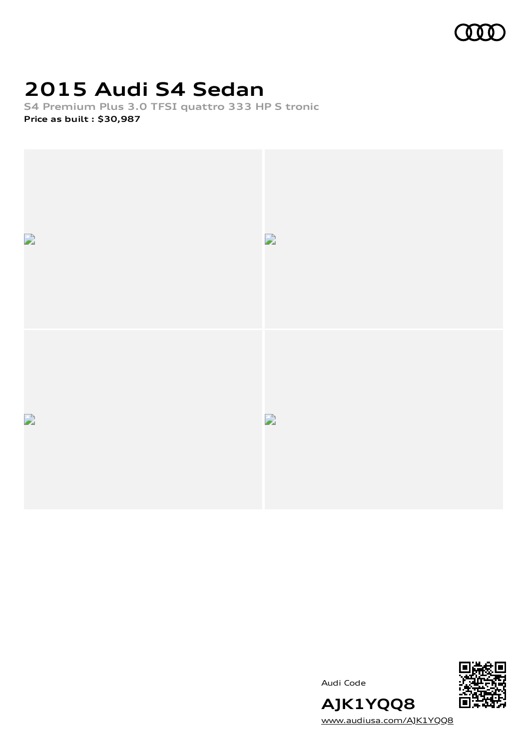# 2015 Audi S4 Sedan

**S4 Premium Plus 3.0 TFSI quattro 333 HP S tronic**

**Price as built : $30,987**

Audi Code

**AJK1YQQ8**

[www.audiusa.com/AJK1YQQ8](www.audiusa.com/AJK1YQQ8)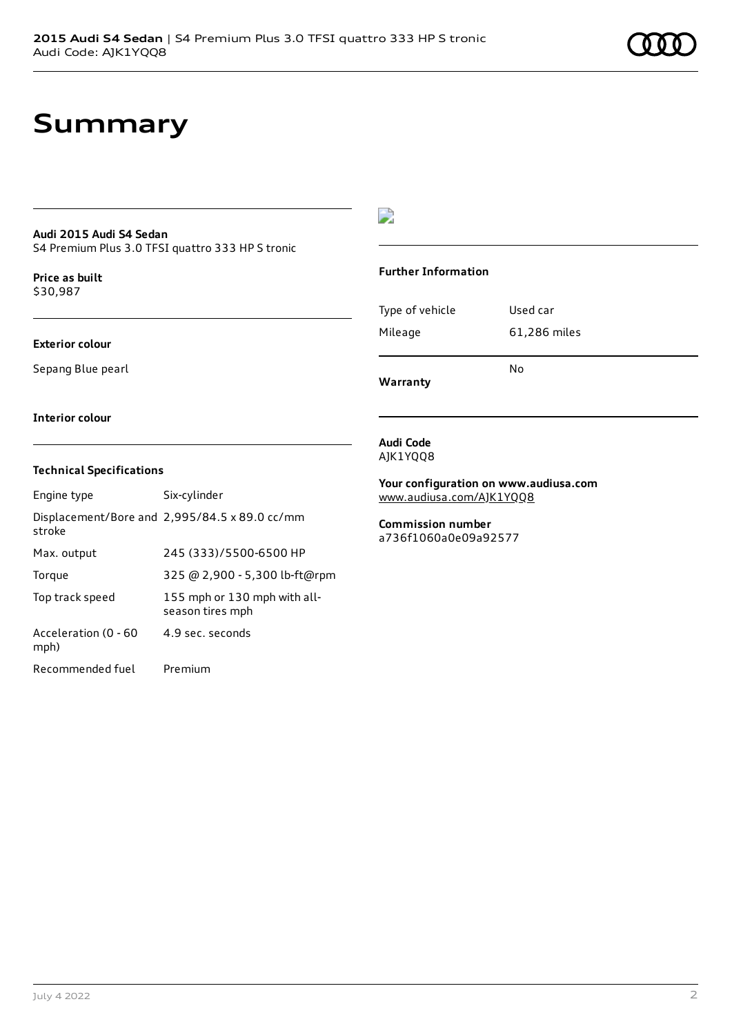# Summary

**Audi 2015 Audi S4 Sedan**
S4 Premium Plus 3.0 TFSI quattro 333 HP S tronic

**Price as built**
$30,987

**Exterior colour**

Sepang Blue pearl

**Interior colour**

### Technical Specifications

| | |
|---|---|
| Engine type | Six-cylinder |
| Displacement/Bore and stroke | 2,995/84.5 x 89.0 cc/mm |
| Max. output | 245 (333)/5500-6500 HP |
| Torque | 325 @ 2,900 - 5,300 lb-ft@rpm |
| Top track speed | 155 mph or 130 mph with all-season tires mph |
| Acceleration (0 - 60 mph) | 4.9 sec. seconds |
| Recommended fuel | Premium |

### Further Information

| | |
|---|---|
| Type of vehicle | Used car |
| Mileage | 61,286 miles |
| Warranty | No |

**Audi Code**
AJK1YQQ8

**Your configuration on www.audiusa.com**
www.audiusa.com/AJK1YQQ8

**Commission number**
a736f1060a0e09a92577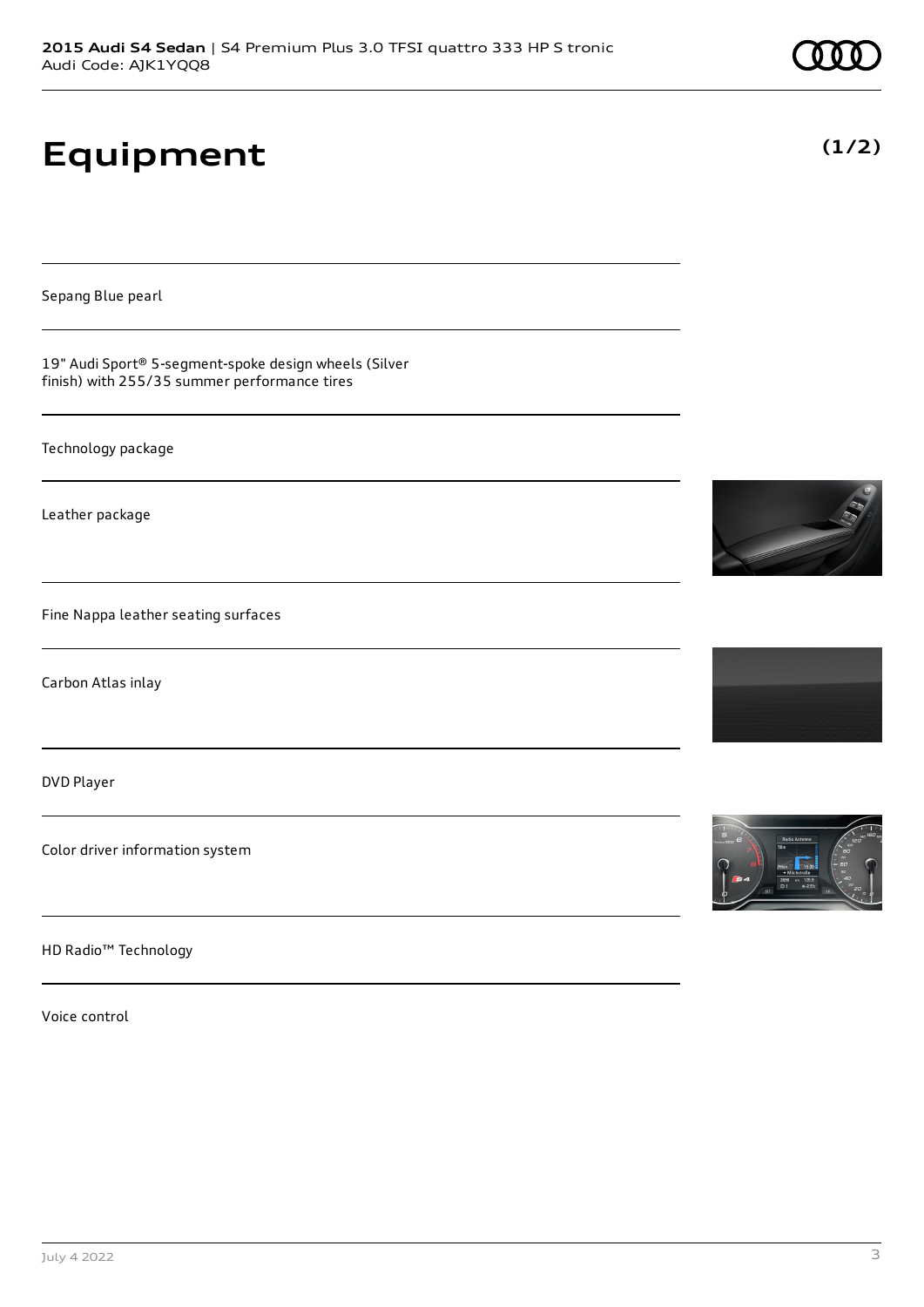# Equipment

**(1/2)**

Sepang Blue pearl

19" Audi Sport® 5-segment-spoke design wheels (Silver finish) with 255/35 summer performance tires

Technology package

Leather package

Fine Nappa leather seating surfaces

Carbon Atlas inlay

DVD Player

Color driver information system

HD Radio™ Technology

Voice control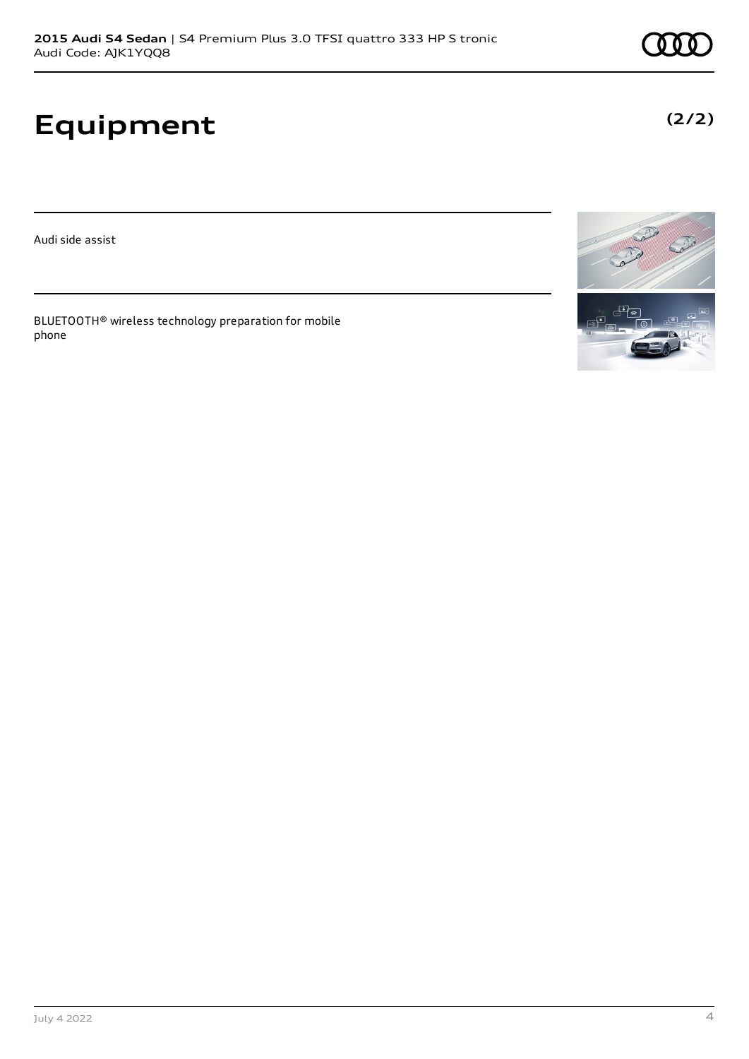# Equipment

**(2/2)**

Audi side assist

BLUETOOTH® wireless technology preparation for mobile phone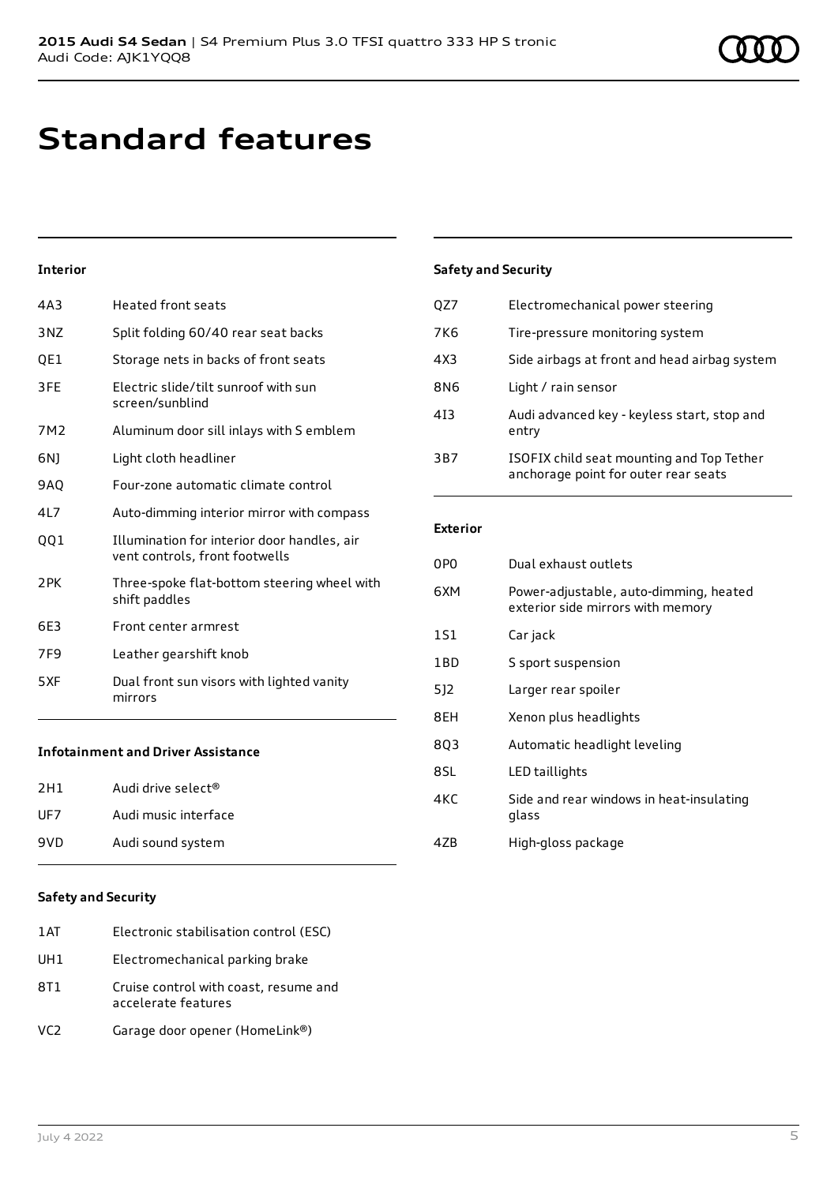# Standard features

### Interior

| | |
|---|---|
| 4A3 | Heated front seats |
| 3NZ | Split folding 60/40 rear seat backs |
| QE1 | Storage nets in backs of front seats |
| 3FE | Electric slide/tilt sunroof with sun screen/sunblind |
| 7M2 | Aluminum door sill inlays with S emblem |
| 6NJ | Light cloth headliner |
| 9AQ | Four-zone automatic climate control |
| 4L7 | Auto-dimming interior mirror with compass |
| QQ1 | Illumination for interior door handles, air vent controls, front footwells |
| 2PK | Three-spoke flat-bottom steering wheel with shift paddles |
| 6E3 | Front center armrest |
| 7F9 | Leather gearshift knob |
| 5XF | Dual front sun visors with lighted vanity mirrors |

### Infotainment and Driver Assistance

| | |
|---|---|
| 2H1 | Audi drive select® |
| UF7 | Audi music interface |
| 9VD | Audi sound system |

### Safety and Security

| | |
|---|---|
| 1AT | Electronic stabilisation control (ESC) |
| UH1 | Electromechanical parking brake |
| 8T1 | Cruise control with coast, resume and accelerate features |
| VC2 | Garage door opener (HomeLink®) |

### Safety and Security

| | |
|---|---|
| QZ7 | Electromechanical power steering |
| 7K6 | Tire-pressure monitoring system |
| 4X3 | Side airbags at front and head airbag system |
| 8N6 | Light / rain sensor |
| 4I3 | Audi advanced key - keyless start, stop and entry |
| 3B7 | ISOFIX child seat mounting and Top Tether anchorage point for outer rear seats |

### Exterior

| | |
|---|---|
| 0P0 | Dual exhaust outlets |
| 6XM | Power-adjustable, auto-dimming, heated exterior side mirrors with memory |
| 1S1 | Car jack |
| 1BD | S sport suspension |
| 5J2 | Larger rear spoiler |
| 8EH | Xenon plus headlights |
| 8Q3 | Automatic headlight leveling |
| 8SL | LED taillights |
| 4KC | Side and rear windows in heat-insulating glass |
| 4ZB | High-gloss package |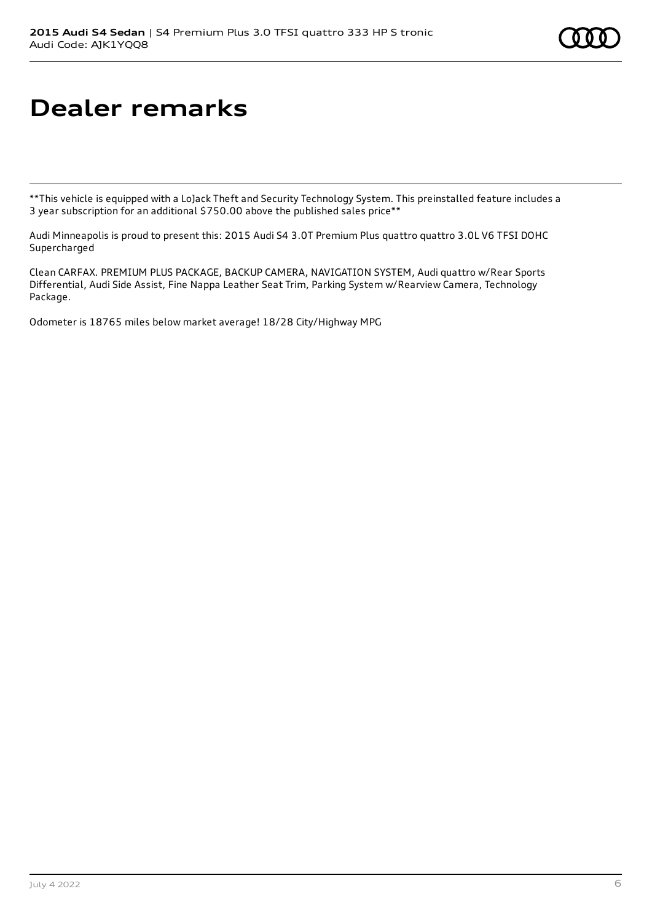# Dealer remarks

**This vehicle is equipped with a LoJack Theft and Security Technology System. This preinstalled feature includes a 3 year subscription for an additional $750.00 above the published sales price**

Audi Minneapolis is proud to present this: 2015 Audi S4 3.0T Premium Plus quattro quattro 3.0L V6 TFSI DOHC Supercharged

Clean CARFAX. PREMIUM PLUS PACKAGE, BACKUP CAMERA, NAVIGATION SYSTEM, Audi quattro w/Rear Sports Differential, Audi Side Assist, Fine Nappa Leather Seat Trim, Parking System w/Rearview Camera, Technology Package.

Odometer is 18765 miles below market average! 18/28 City/Highway MPG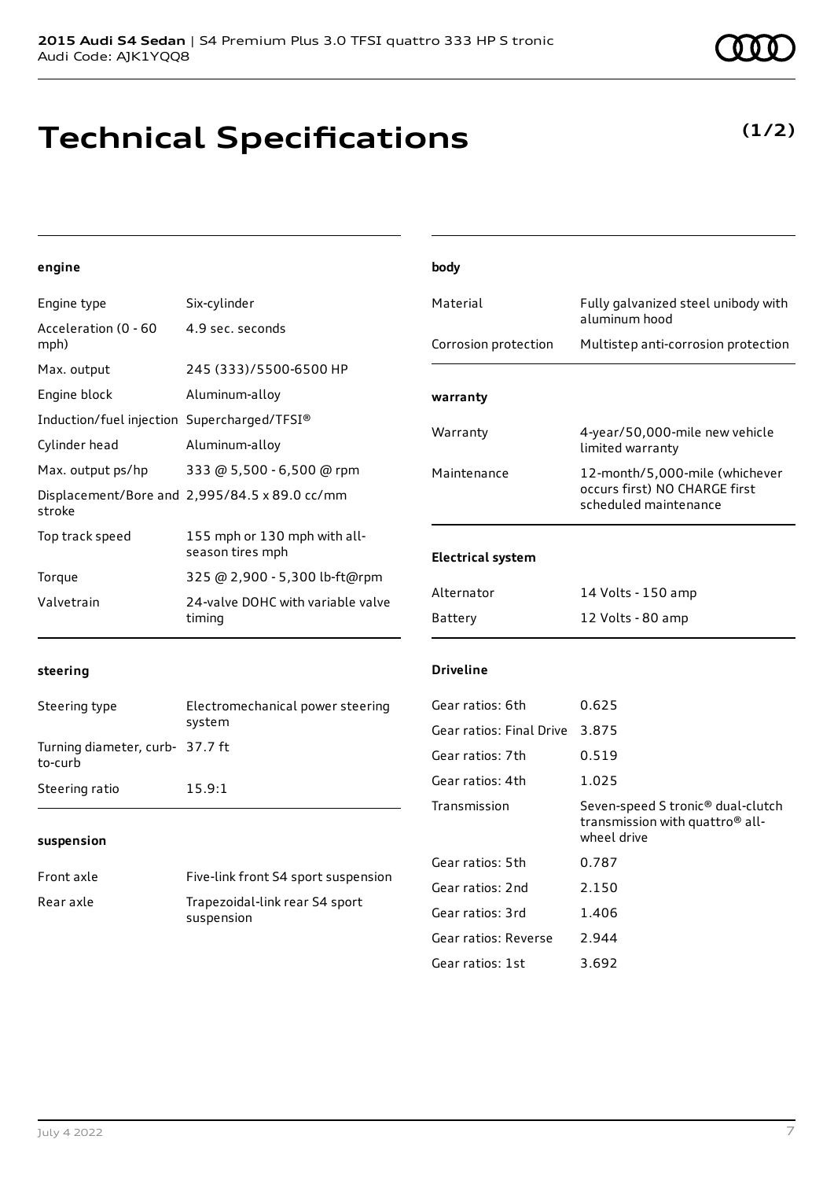**2015 Audi S4 Sedan** | S4 Premium Plus 3.0 TFSI quattro 333 HP S tronic
Audi Code: AJK1YQQ8

# Technical Specifications

**(1/2)**

### engine

| | |
|---|---|
| Engine type | Six-cylinder |
| Acceleration (0 - 60 mph) | 4.9 sec. seconds |
| Max. output | 245 (333)/5500-6500 HP |
| Engine block | Aluminum-alloy |
| Induction/fuel injection | Supercharged/TFSI® |
| Cylinder head | Aluminum-alloy |
| Max. output ps/hp | 333 @ 5,500 - 6,500 @ rpm |
| Displacement/Bore and stroke | 2,995/84.5 x 89.0 cc/mm |
| Top track speed | 155 mph or 130 mph with all-season tires mph |
| Torque | 325 @ 2,900 - 5,300 lb-ft@rpm |
| Valvetrain | 24-valve DOHC with variable valve timing |

### steering

| | |
|---|---|
| Steering type | Electromechanical power steering system |
| Turning diameter, curb-to-curb | 37.7 ft |
| Steering ratio | 15.9:1 |

### suspension

| | |
|---|---|
| Front axle | Five-link front S4 sport suspension |
| Rear axle | Trapezoidal-link rear S4 sport suspension |

### body

| | |
|---|---|
| Material | Fully galvanized steel unibody with aluminum hood |
| Corrosion protection | Multistep anti-corrosion protection |

### warranty

| | |
|---|---|
| Warranty | 4-year/50,000-mile new vehicle limited warranty |
| Maintenance | 12-month/5,000-mile (whichever occurs first) NO CHARGE first scheduled maintenance |

### Electrical system

| | |
|---|---|
| Alternator | 14 Volts - 150 amp |
| Battery | 12 Volts - 80 amp |

### Driveline

| | |
|---|---|
| Gear ratios: 6th | 0.625 |
| Gear ratios: Final Drive | 3.875 |
| Gear ratios: 7th | 0.519 |
| Gear ratios: 4th | 1.025 |
| Transmission | Seven-speed S tronic® dual-clutch transmission with quattro® all-wheel drive |
| Gear ratios: 5th | 0.787 |
| Gear ratios: 2nd | 2.150 |
| Gear ratios: 3rd | 1.406 |
| Gear ratios: Reverse | 2.944 |
| Gear ratios: 1st | 3.692 |

July 4 2022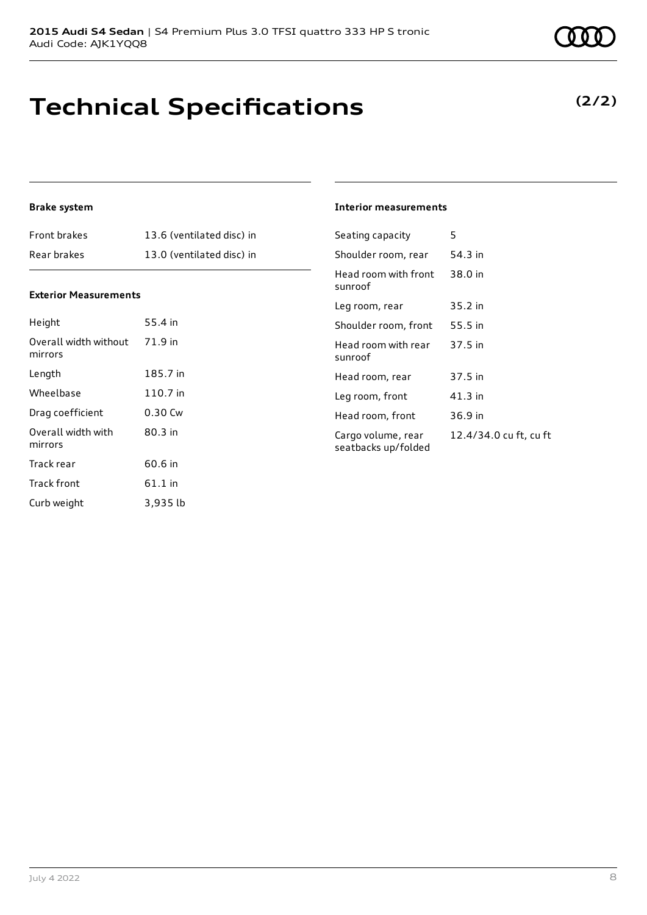# Technical Specifications

**(2/2)**

### Brake system

| | |
|---|---|
| Front brakes | 13.6 (ventilated disc) in |
| Rear brakes | 13.0 (ventilated disc) in |

### Exterior Measurements

| | |
|---|---|
| Height | 55.4 in |
| Overall width without mirrors | 71.9 in |
| Length | 185.7 in |
| Wheelbase | 110.7 in |
| Drag coefficient | 0.30 Cw |
| Overall width with mirrors | 80.3 in |
| Track rear | 60.6 in |
| Track front | 61.1 in |
| Curb weight | 3,935 lb |

### Interior measurements

| | |
|---|---|
| Seating capacity | 5 |
| Shoulder room, rear | 54.3 in |
| Head room with front sunroof | 38.0 in |
| Leg room, rear | 35.2 in |
| Shoulder room, front | 55.5 in |
| Head room with rear sunroof | 37.5 in |
| Head room, rear | 37.5 in |
| Leg room, front | 41.3 in |
| Head room, front | 36.9 in |
| Cargo volume, rear seatbacks up/folded | 12.4/34.0 cu ft, cu ft |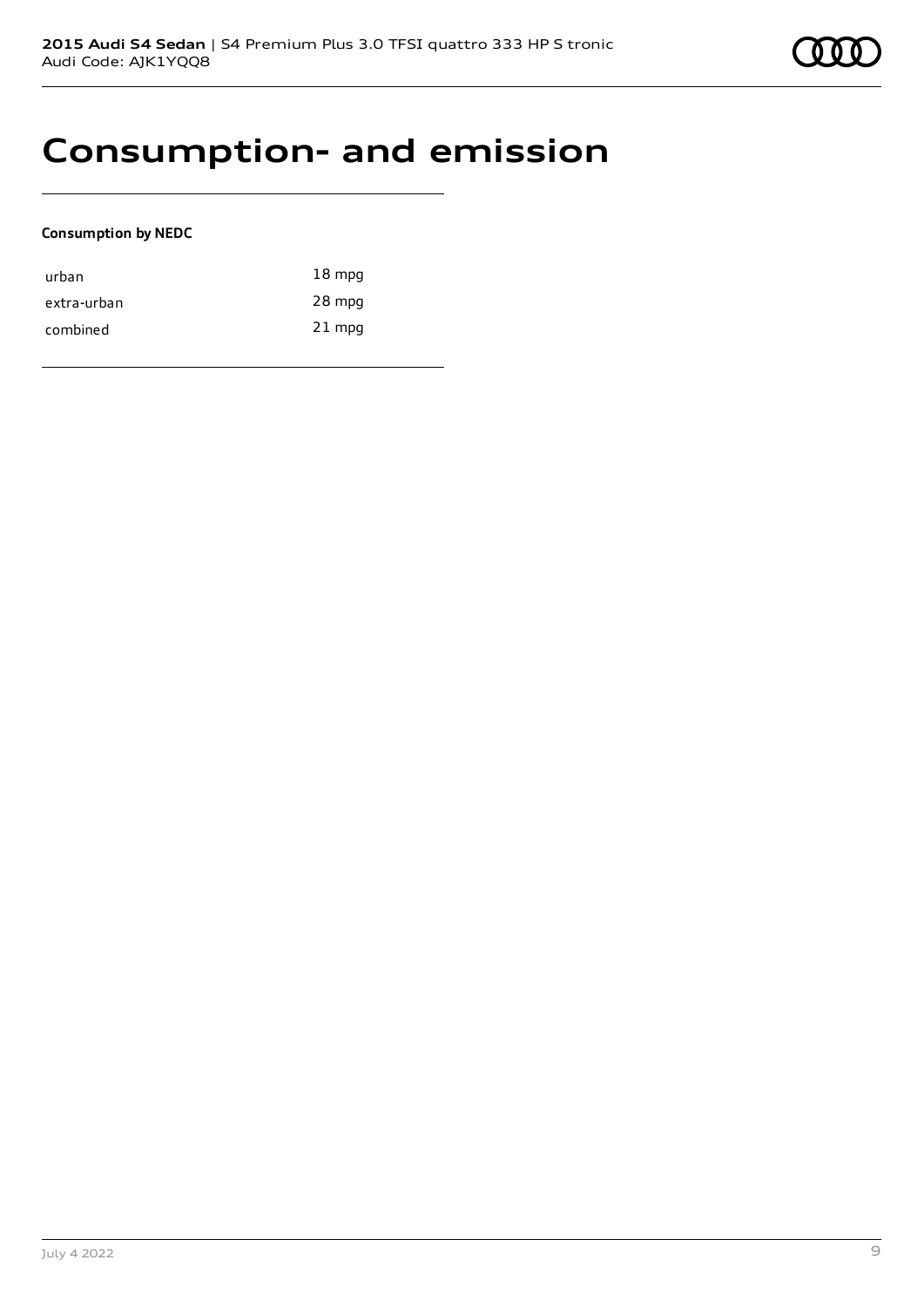# Consumption- and emission

**Consumption by NEDC**

| | |
|---|---|
| urban | 18 mpg |
| extra-urban | 28 mpg |
| combined | 21 mpg |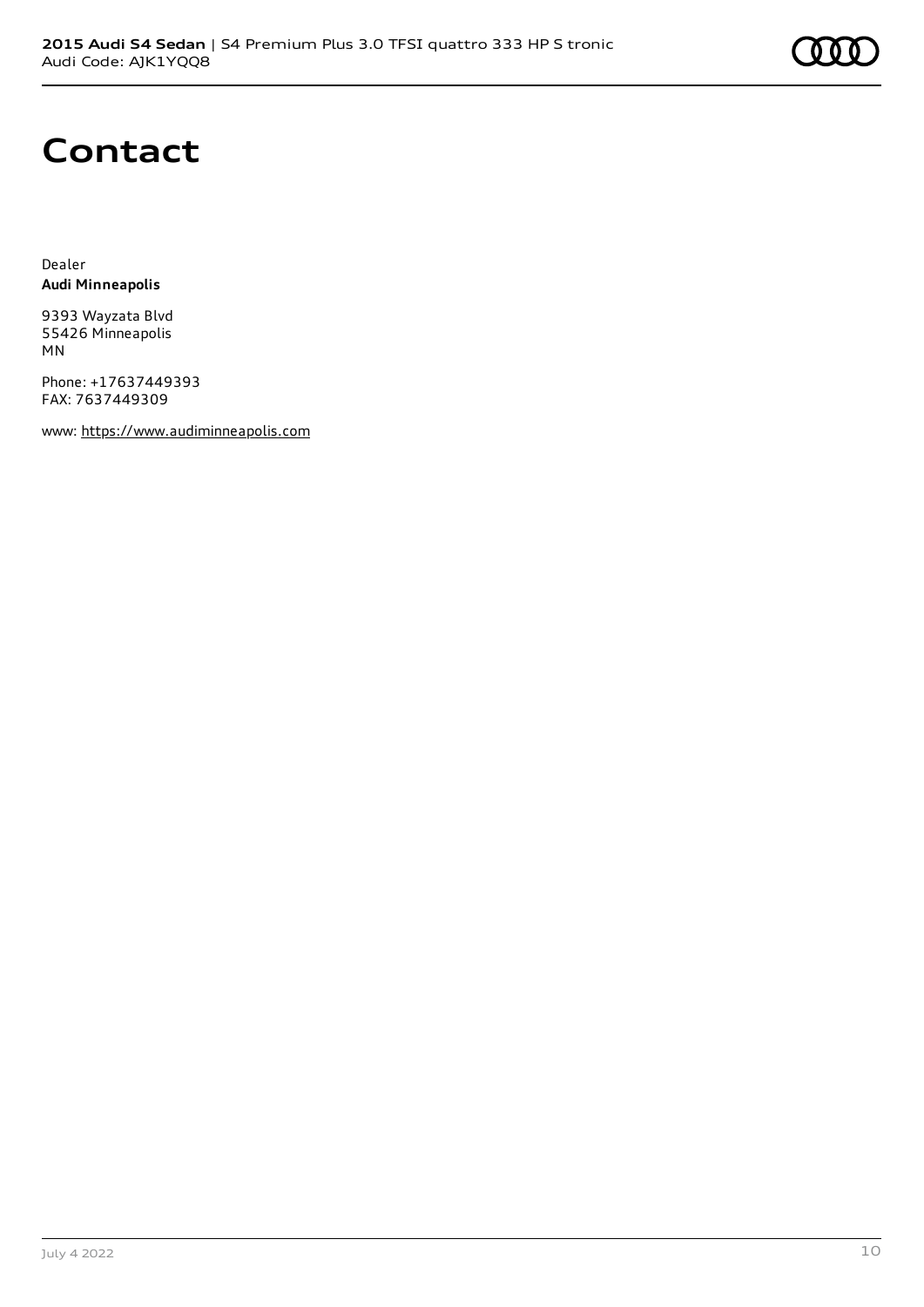# Contact

Dealer
**Audi Minneapolis**

9393 Wayzata Blvd
55426 Minneapolis
MN

Phone: +17637449393
FAX: 7637449309

www: https://www.audiminneapolis.com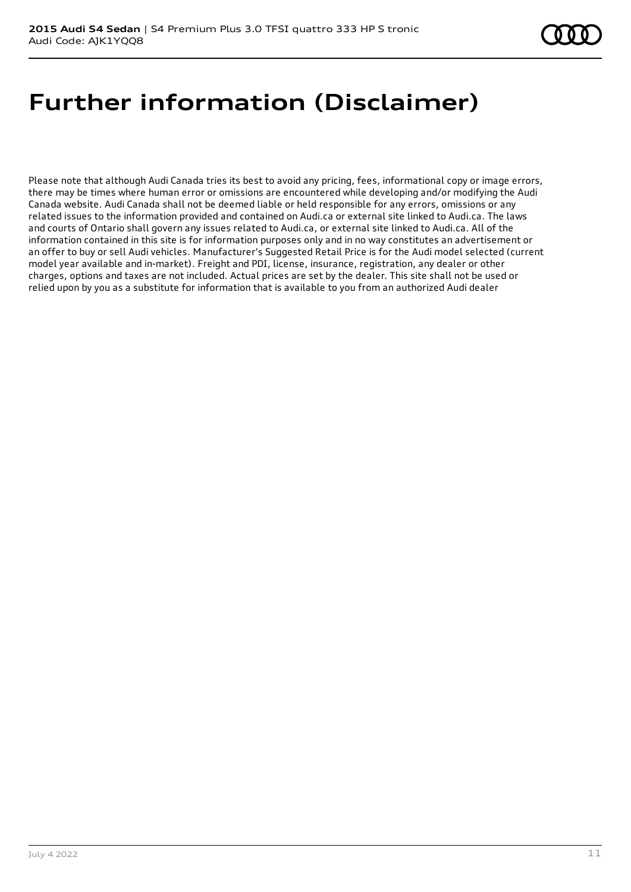# Further information (Disclaimer)

Please note that although Audi Canada tries its best to avoid any pricing, fees, informational copy or image errors, there may be times where human error or omissions are encountered while developing and/or modifying the Audi Canada website. Audi Canada shall not be deemed liable or held responsible for any errors, omissions or any related issues to the information provided and contained on Audi.ca or external site linked to Audi.ca. The laws and courts of Ontario shall govern any issues related to Audi.ca, or external site linked to Audi.ca. All of the information contained in this site is for information purposes only and in no way constitutes an advertisement or an offer to buy or sell Audi vehicles. Manufacturer's Suggested Retail Price is for the Audi model selected (current model year available and in-market). Freight and PDI, license, insurance, registration, any dealer or other charges, options and taxes are not included. Actual prices are set by the dealer. This site shall not be used or relied upon by you as a substitute for information that is available to you from an authorized Audi dealer